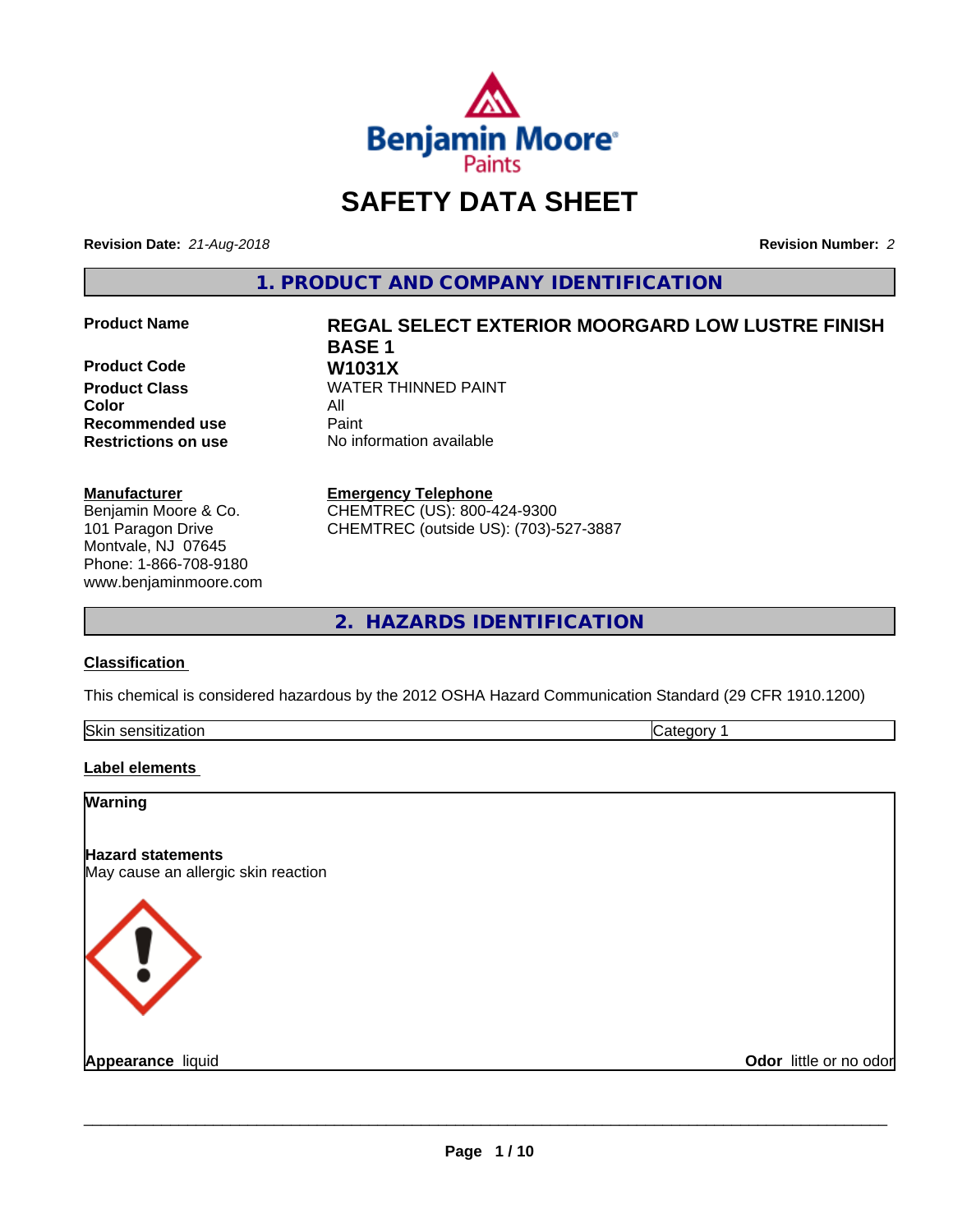# SAFETY DATA SHEET

**Revision Date:** *21-Aug-2018*

**Revision Number:** *2*

## 1. PRODUCT AND COMPANY IDENTIFICATION

| | |
|---|---|
| **Product Name** | **REGAL SELECT EXTERIOR MOORGARD LOW LUSTRE FINISH BASE 1** |
| **Product Code** | **W1031X** |
| **Product Class** | WATER THINNED PAINT |
| **Color** | All |
| **Recommended use** | Paint |
| **Restrictions on use** | No information available |

**Manufacturer**
Benjamin Moore & Co.
101 Paragon Drive
Montvale, NJ 07645
Phone: 1-866-708-9180
www.benjaminmoore.com

**Emergency Telephone**
CHEMTREC (US): 800-424-9300
CHEMTREC (outside US): (703)-527-3887

## 2. HAZARDS IDENTIFICATION

**Classification**

This chemical is considered hazardous by the 2012 OSHA Hazard Communication Standard (29 CFR 1910.1200)

| Skin sensitization | Category 1 |
|---|---|

**Label elements**

**Warning**

**Hazard statements**
May cause an allergic skin reaction

**Appearance** liquid

**Odor** little or no odor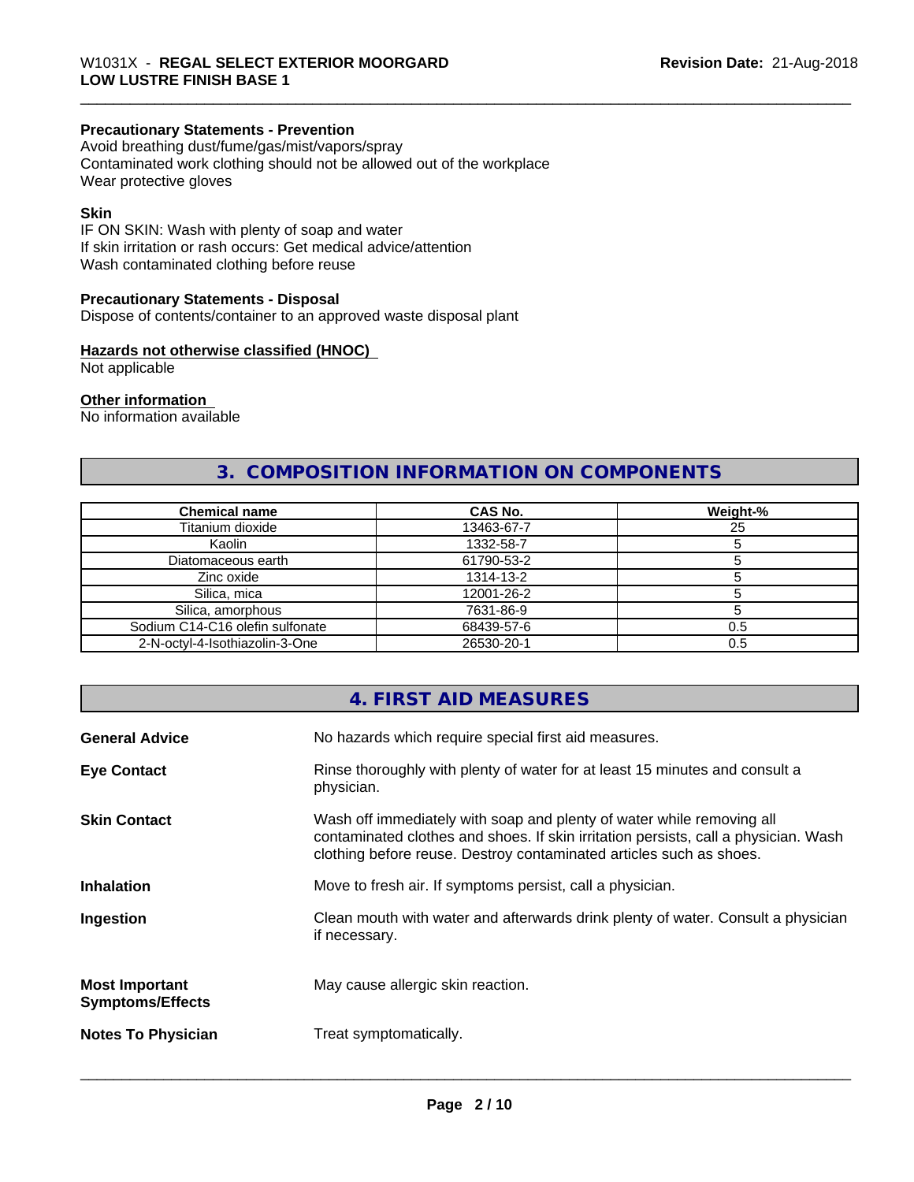**Precautionary Statements - Prevention**
Avoid breathing dust/fume/gas/mist/vapors/spray
Contaminated work clothing should not be allowed out of the workplace
Wear protective gloves

**Skin**
IF ON SKIN: Wash with plenty of soap and water
If skin irritation or rash occurs: Get medical advice/attention
Wash contaminated clothing before reuse

**Precautionary Statements - Disposal**
Dispose of contents/container to an approved waste disposal plant

**Hazards not otherwise classified (HNOC)**
Not applicable

**Other information**
No information available

## 3. COMPOSITION INFORMATION ON COMPONENTS

| Chemical name | CAS No. | Weight-% |
| --- | --- | --- |
| Titanium dioxide | 13463-67-7 | 25 |
| Kaolin | 1332-58-7 | 5 |
| Diatomaceous earth | 61790-53-2 | 5 |
| Zinc oxide | 1314-13-2 | 5 |
| Silica, mica | 12001-26-2 | 5 |
| Silica, amorphous | 7631-86-9 | 5 |
| Sodium C14-C16 olefin sulfonate | 68439-57-6 | 0.5 |
| 2-N-octyl-4-Isothiazolin-3-One | 26530-20-1 | 0.5 |

## 4. FIRST AID MEASURES

**General Advice** No hazards which require special first aid measures.

**Eye Contact** Rinse thoroughly with plenty of water for at least 15 minutes and consult a physician.

**Skin Contact** Wash off immediately with soap and plenty of water while removing all contaminated clothes and shoes. If skin irritation persists, call a physician. Wash clothing before reuse. Destroy contaminated articles such as shoes.

**Inhalation** Move to fresh air. If symptoms persist, call a physician.

**Ingestion** Clean mouth with water and afterwards drink plenty of water. Consult a physician if necessary.

**Most Important Symptoms/Effects** May cause allergic skin reaction.

**Notes To Physician** Treat symptomatically.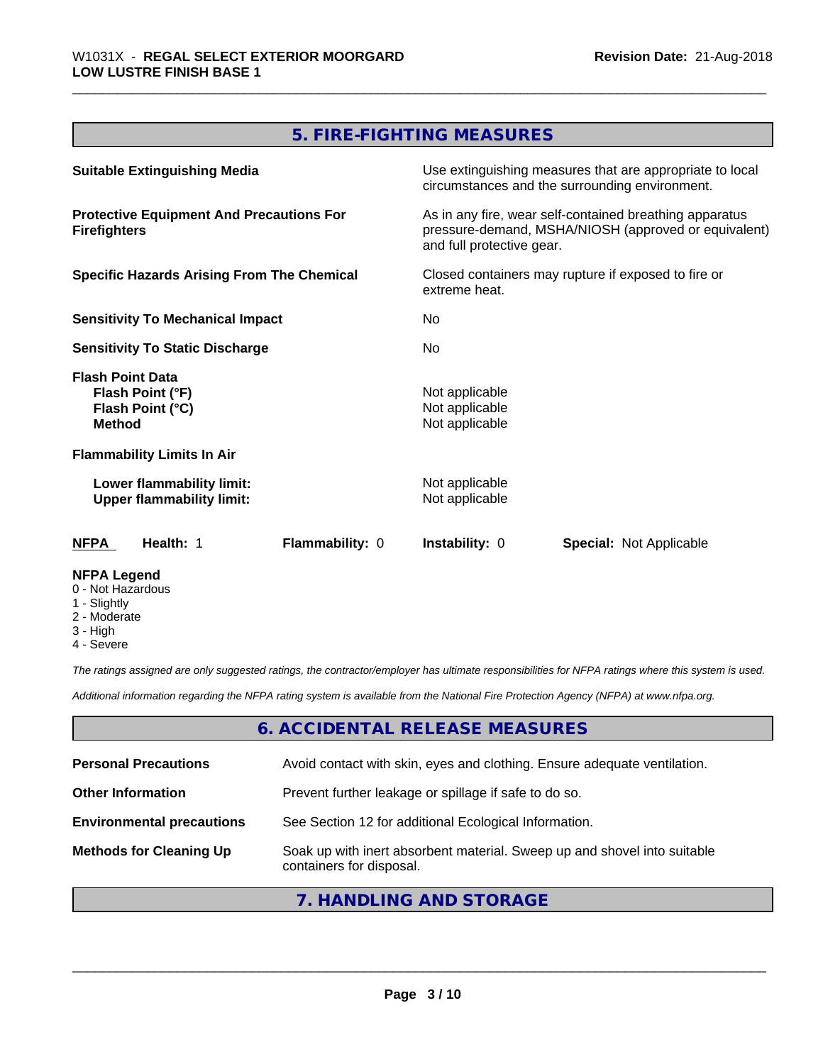## 5. FIRE-FIGHTING MEASURES

| | |
|---|---|
| **Suitable Extinguishing Media** | Use extinguishing measures that are appropriate to local circumstances and the surrounding environment. |
| **Protective Equipment And Precautions For Firefighters** | As in any fire, wear self-contained breathing apparatus pressure-demand, MSHA/NIOSH (approved or equivalent) and full protective gear. |
| **Specific Hazards Arising From The Chemical** | Closed containers may rupture if exposed to fire or extreme heat. |
| **Sensitivity To Mechanical Impact** | No |
| **Sensitivity To Static Discharge** | No |

**Flash Point Data**

| | |
|---|---|
| **Flash Point (°F)** | Not applicable |
| **Flash Point (°C)** | Not applicable |
| **Method** | Not applicable |

**Flammability Limits In Air**

| | |
|---|---|
| **Lower flammability limit:** | Not applicable |
| **Upper flammability limit:** | Not applicable |

| **NFPA** | **Health:** 1 | **Flammability:** 0 | **Instability:** 0 | **Special:** Not Applicable |
|---|---|---|---|---|

**NFPA Legend**
- 0 - Not Hazardous
- 1 - Slightly
- 2 - Moderate
- 3 - High
- 4 - Severe

*The ratings assigned are only suggested ratings, the contractor/employer has ultimate responsibilities for NFPA ratings where this system is used.*

*Additional information regarding the NFPA rating system is available from the National Fire Protection Agency (NFPA) at www.nfpa.org.*

## 6. ACCIDENTAL RELEASE MEASURES

| | |
|---|---|
| **Personal Precautions** | Avoid contact with skin, eyes and clothing. Ensure adequate ventilation. |
| **Other Information** | Prevent further leakage or spillage if safe to do so. |
| **Environmental precautions** | See Section 12 for additional Ecological Information. |
| **Methods for Cleaning Up** | Soak up with inert absorbent material. Sweep up and shovel into suitable containers for disposal. |

## 7. HANDLING AND STORAGE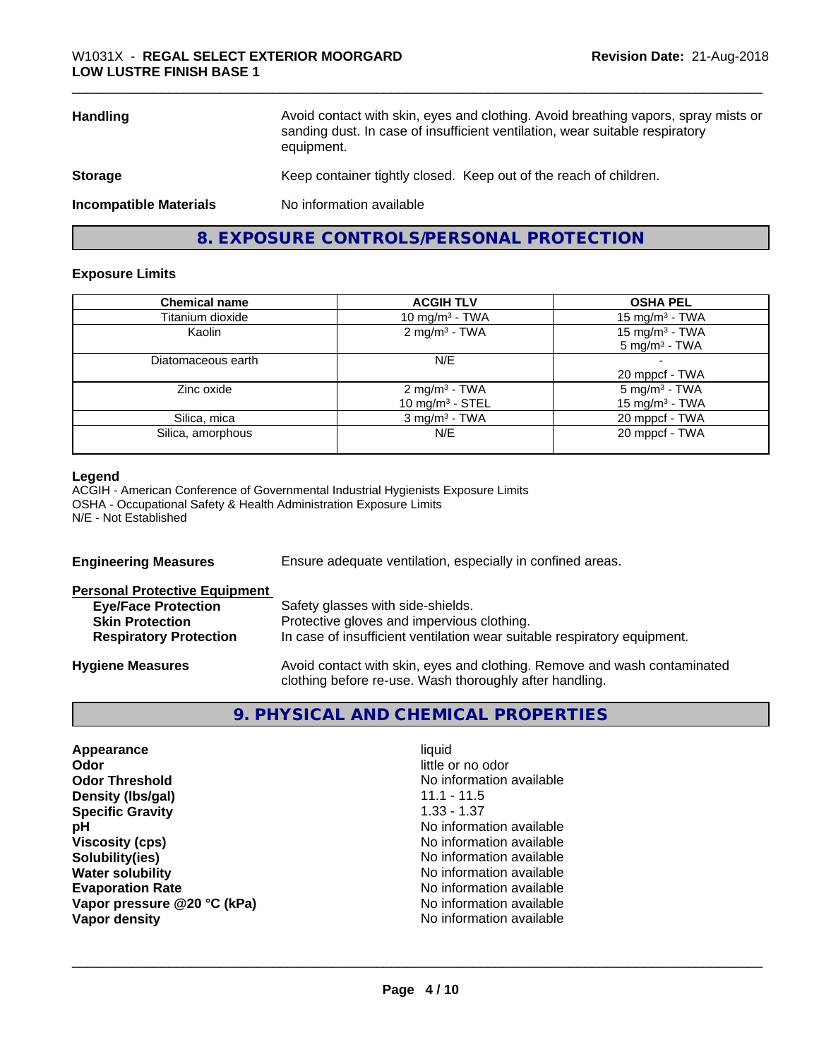| | |
|---|---|
| **Handling** | Avoid contact with skin, eyes and clothing. Avoid breathing vapors, spray mists or sanding dust. In case of insufficient ventilation, wear suitable respiratory equipment. |
| **Storage** | Keep container tightly closed. Keep out of the reach of children. |
| **Incompatible Materials** | No information available |

## 8. EXPOSURE CONTROLS/PERSONAL PROTECTION

### Exposure Limits

| Chemical name | ACGIH TLV | OSHA PEL |
|---|---|---|
| Titanium dioxide | 10 mg/m³ - TWA | 15 mg/m³ - TWA |
| Kaolin | 2 mg/m³ - TWA | 15 mg/m³ - TWA<br>5 mg/m³ - TWA |
| Diatomaceous earth | N/E | -<br>20 mppcf - TWA |
| Zinc oxide | 2 mg/m³ - TWA<br>10 mg/m³ - STEL | 5 mg/m³ - TWA<br>15 mg/m³ - TWA |
| Silica, mica | 3 mg/m³ - TWA | 20 mppcf - TWA |
| Silica, amorphous | N/E | 20 mppcf - TWA |

**Legend**
ACGIH - American Conference of Governmental Industrial Hygienists Exposure Limits
OSHA - Occupational Safety & Health Administration Exposure Limits
N/E - Not Established

**Engineering Measures** Ensure adequate ventilation, especially in confined areas.

**Personal Protective Equipment**

| | |
|---|---|
| **Eye/Face Protection** | Safety glasses with side-shields. |
| **Skin Protection** | Protective gloves and impervious clothing. |
| **Respiratory Protection** | In case of insufficient ventilation wear suitable respiratory equipment. |

**Hygiene Measures** Avoid contact with skin, eyes and clothing. Remove and wash contaminated clothing before re-use. Wash thoroughly after handling.

## 9. PHYSICAL AND CHEMICAL PROPERTIES

| | |
|---|---|
| **Appearance** | liquid |
| **Odor** | little or no odor |
| **Odor Threshold** | No information available |
| **Density (lbs/gal)** | 11.1 - 11.5 |
| **Specific Gravity** | 1.33 - 1.37 |
| **pH** | No information available |
| **Viscosity (cps)** | No information available |
| **Solubility(ies)** | No information available |
| **Water solubility** | No information available |
| **Evaporation Rate** | No information available |
| **Vapor pressure @20 °C (kPa)** | No information available |
| **Vapor density** | No information available |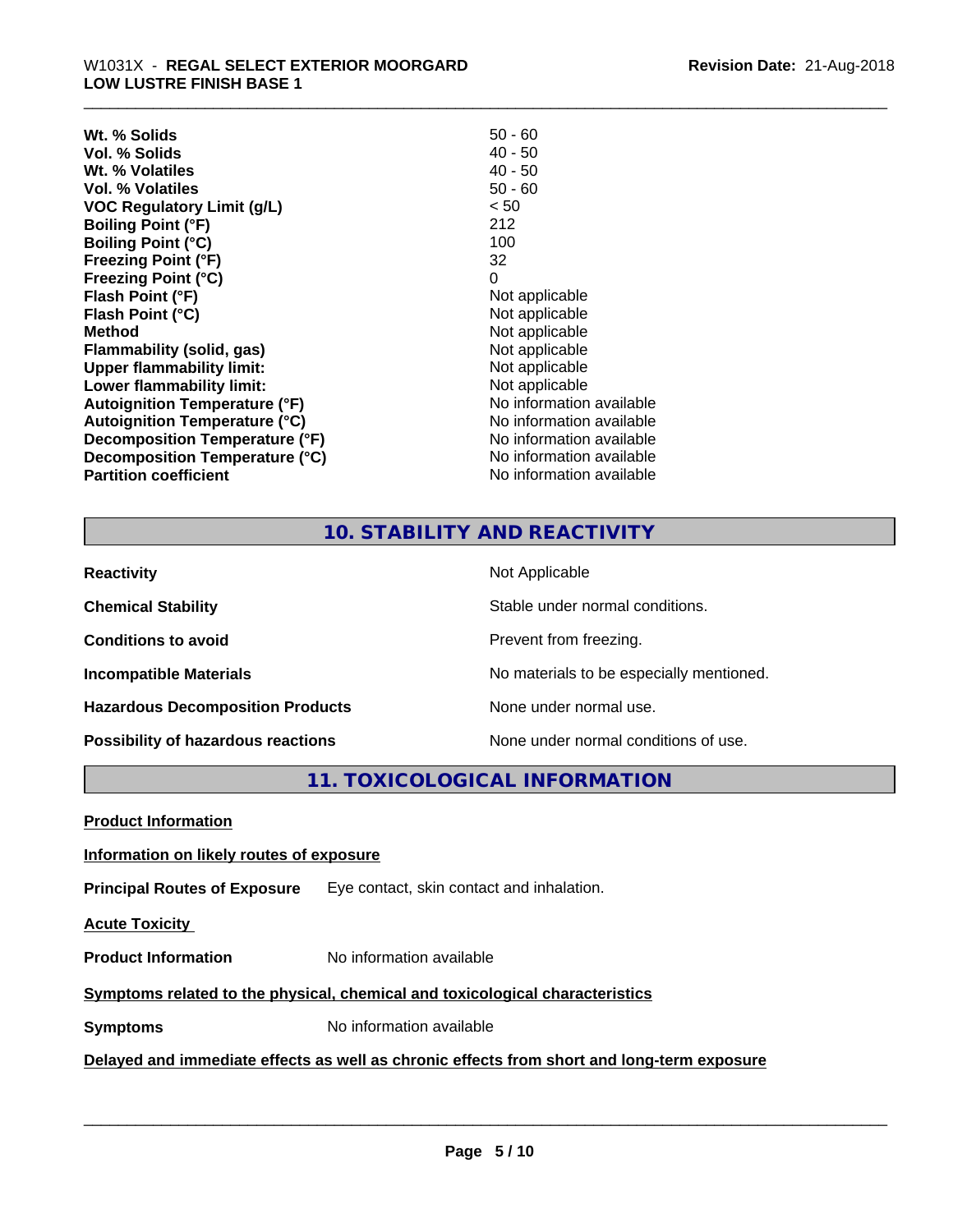| | |
|---|---|
| **Wt. % Solids** | 50 - 60 |
| **Vol. % Solids** | 40 - 50 |
| **Wt. % Volatiles** | 40 - 50 |
| **Vol. % Volatiles** | 50 - 60 |
| **VOC Regulatory Limit (g/L)** | < 50 |
| **Boiling Point (°F)** | 212 |
| **Boiling Point (°C)** | 100 |
| **Freezing Point (°F)** | 32 |
| **Freezing Point (°C)** | 0 |
| **Flash Point (°F)** | Not applicable |
| **Flash Point (°C)** | Not applicable |
| **Method** | Not applicable |
| **Flammability (solid, gas)** | Not applicable |
| **Upper flammability limit:** | Not applicable |
| **Lower flammability limit:** | Not applicable |
| **Autoignition Temperature (°F)** | No information available |
| **Autoignition Temperature (°C)** | No information available |
| **Decomposition Temperature (°F)** | No information available |
| **Decomposition Temperature (°C)** | No information available |
| **Partition coefficient** | No information available |

## 10. STABILITY AND REACTIVITY

| | |
|---|---|
| **Reactivity** | Not Applicable |
| **Chemical Stability** | Stable under normal conditions. |
| **Conditions to avoid** | Prevent from freezing. |
| **Incompatible Materials** | No materials to be especially mentioned. |
| **Hazardous Decomposition Products** | None under normal use. |
| **Possibility of hazardous reactions** | None under normal conditions of use. |

## 11. TOXICOLOGICAL INFORMATION

**Product Information**

**Information on likely routes of exposure**

**Principal Routes of Exposure** Eye contact, skin contact and inhalation.

**Acute Toxicity**

**Product Information** No information available

**Symptoms related to the physical, chemical and toxicological characteristics**

**Symptoms** No information available

**Delayed and immediate effects as well as chronic effects from short and long-term exposure**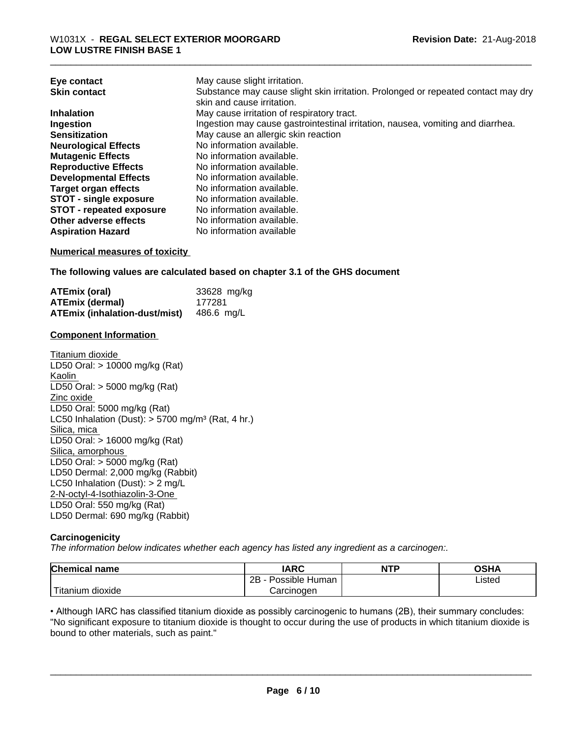| | |
|---|---|
| **Eye contact** | May cause slight irritation. |
| **Skin contact** | Substance may cause slight skin irritation. Prolonged or repeated contact may dry skin and cause irritation. |
| **Inhalation** | May cause irritation of respiratory tract. |
| **Ingestion** | Ingestion may cause gastrointestinal irritation, nausea, vomiting and diarrhea. |
| **Sensitization** | May cause an allergic skin reaction |
| **Neurological Effects** | No information available. |
| **Mutagenic Effects** | No information available. |
| **Reproductive Effects** | No information available. |
| **Developmental Effects** | No information available. |
| **Target organ effects** | No information available. |
| **STOT - single exposure** | No information available. |
| **STOT - repeated exposure** | No information available. |
| **Other adverse effects** | No information available. |
| **Aspiration Hazard** | No information available |

**Numerical measures of toxicity**

**The following values are calculated based on chapter 3.1 of the GHS document**

| | |
|---|---|
| **ATEmix (oral)** | 33628 mg/kg |
| **ATEmix (dermal)** | 177281 |
| **ATEmix (inhalation-dust/mist)** | 486.6 mg/L |

**Component Information**

Titanium dioxide
LD50 Oral: > 10000 mg/kg (Rat)
Kaolin
LD50 Oral: > 5000 mg/kg (Rat)
Zinc oxide
LD50 Oral: 5000 mg/kg (Rat)
LC50 Inhalation (Dust): > 5700 mg/m³ (Rat, 4 hr.)
Silica, mica
LD50 Oral: > 16000 mg/kg (Rat)
Silica, amorphous
LD50 Oral: > 5000 mg/kg (Rat)
LD50 Dermal: 2,000 mg/kg (Rabbit)
LC50 Inhalation (Dust): > 2 mg/L
2-N-octyl-4-Isothiazolin-3-One
LD50 Oral: 550 mg/kg (Rat)
LD50 Dermal: 690 mg/kg (Rabbit)

**Carcinogenicity**

*The information below indicates whether each agency has listed any ingredient as a carcinogen:.*

| Chemical name | IARC | NTP | OSHA |
|---|---|---|---|
| Titanium dioxide | 2B - Possible Human Carcinogen | | Listed |

• Although IARC has classified titanium dioxide as possibly carcinogenic to humans (2B), their summary concludes: "No significant exposure to titanium dioxide is thought to occur during the use of products in which titanium dioxide is bound to other materials, such as paint."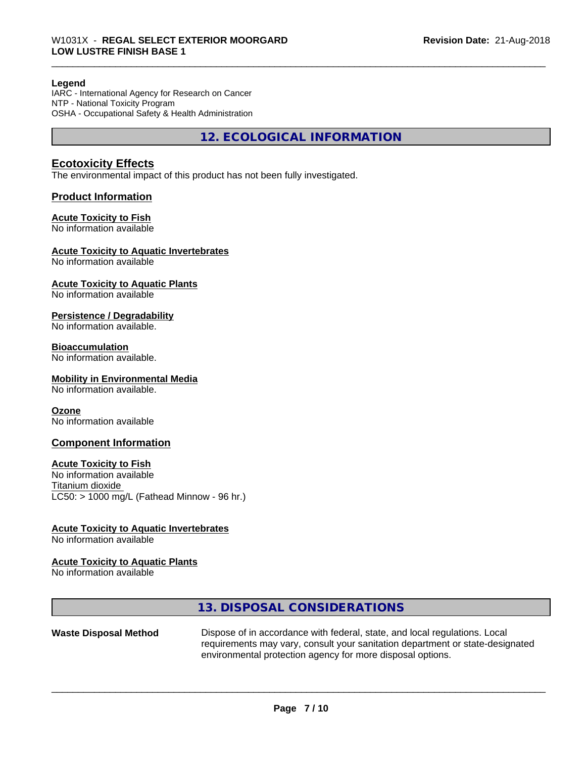**Legend**
IARC - International Agency for Research on Cancer
NTP - National Toxicity Program
OSHA - Occupational Safety & Health Administration

## 12. ECOLOGICAL INFORMATION

### Ecotoxicity Effects

The environmental impact of this product has not been fully investigated.

### Product Information

**Acute Toxicity to Fish**
No information available

**Acute Toxicity to Aquatic Invertebrates**
No information available

**Acute Toxicity to Aquatic Plants**
No information available

**Persistence / Degradability**
No information available.

**Bioaccumulation**
No information available.

**Mobility in Environmental Media**
No information available.

**Ozone**
No information available

### Component Information

**Acute Toxicity to Fish**
No information available
Titanium dioxide
LC50: > 1000 mg/L (Fathead Minnow - 96 hr.)

**Acute Toxicity to Aquatic Invertebrates**
No information available

**Acute Toxicity to Aquatic Plants**
No information available

## 13. DISPOSAL CONSIDERATIONS

| | |
|---|---|
| **Waste Disposal Method** | Dispose of in accordance with federal, state, and local regulations. Local requirements may vary, consult your sanitation department or state-designated environmental protection agency for more disposal options. |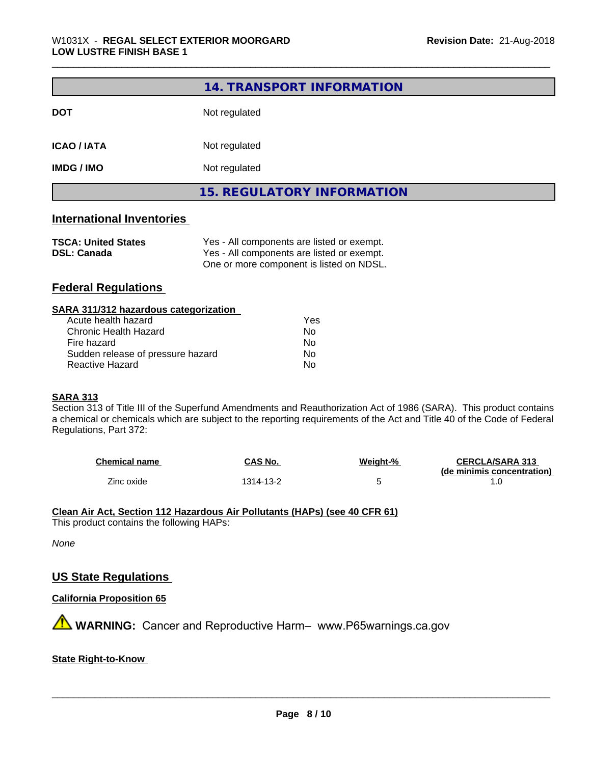## 14. TRANSPORT INFORMATION

| | |
|---|---|
| **DOT** | Not regulated |
| **ICAO / IATA** | Not regulated |
| **IMDG / IMO** | Not regulated |

## 15. REGULATORY INFORMATION

### International Inventories

| | |
|---|---|
| **TSCA: United States** | Yes - All components are listed or exempt. |
| **DSL: Canada** | Yes - All components are listed or exempt. One or more component is listed on NDSL. |

### Federal Regulations

**SARA 311/312 hazardous categorization**

| | |
|---|---|
| Acute health hazard | Yes |
| Chronic Health Hazard | No |
| Fire hazard | No |
| Sudden release of pressure hazard | No |
| Reactive Hazard | No |

**SARA 313**

Section 313 of Title III of the Superfund Amendments and Reauthorization Act of 1986 (SARA). This product contains a chemical or chemicals which are subject to the reporting requirements of the Act and Title 40 of the Code of Federal Regulations, Part 372:

| Chemical name | CAS No. | Weight-% | CERCLA/SARA 313 (de minimis concentration) |
|---|---|---|---|
| Zinc oxide | 1314-13-2 | 5 | 1.0 |

**Clean Air Act, Section 112 Hazardous Air Pollutants (HAPs) (see 40 CFR 61)**

This product contains the following HAPs:

*None*

### US State Regulations

**California Proposition 65**

⚠ **WARNING:** Cancer and Reproductive Harm– www.P65warnings.ca.gov

**State Right-to-Know**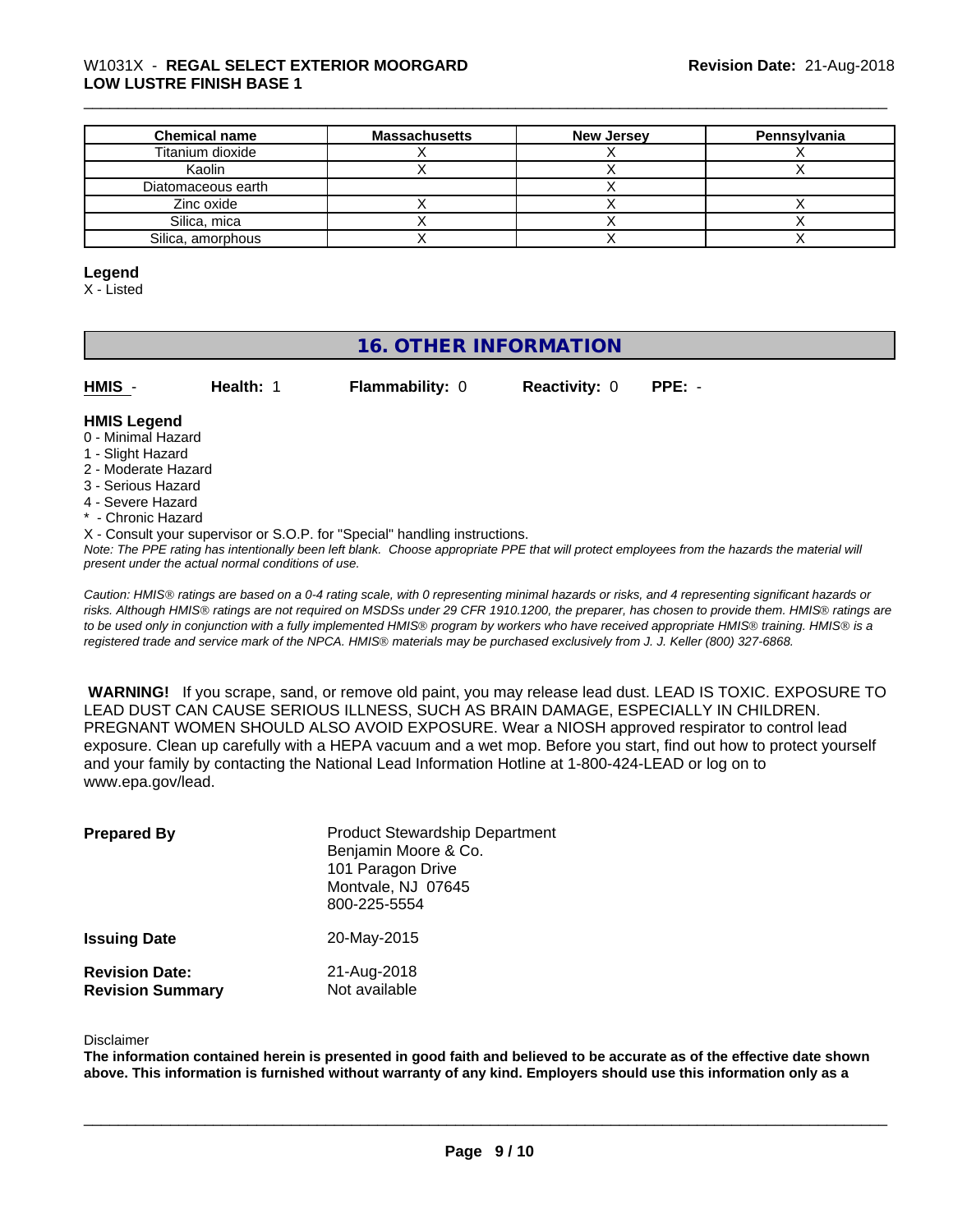| Chemical name | Massachusetts | New Jersey | Pennsylvania |
| --- | --- | --- | --- |
| Titanium dioxide | X | X | X |
| Kaolin | X | X | X |
| Diatomaceous earth | | X | |
| Zinc oxide | X | X | X |
| Silica, mica | X | X | X |
| Silica, amorphous | X | X | X |

**Legend**
X - Listed

## 16. OTHER INFORMATION

| **HMIS** - | **Health:** 1 | **Flammability:** 0 | **Reactivity:** 0 | **PPE:** - |
| --- | --- | --- | --- | --- |

**HMIS Legend**
0 - Minimal Hazard
1 - Slight Hazard
2 - Moderate Hazard
3 - Serious Hazard
4 - Severe Hazard
* - Chronic Hazard
X - Consult your supervisor or S.O.P. for "Special" handling instructions.

*Note: The PPE rating has intentionally been left blank. Choose appropriate PPE that will protect employees from the hazards the material will present under the actual normal conditions of use.*

*Caution: HMIS® ratings are based on a 0-4 rating scale, with 0 representing minimal hazards or risks, and 4 representing significant hazards or risks. Although HMIS® ratings are not required on MSDSs under 29 CFR 1910.1200, the preparer, has chosen to provide them. HMIS® ratings are to be used only in conjunction with a fully implemented HMIS® program by workers who have received appropriate HMIS® training. HMIS® is a registered trade and service mark of the NPCA. HMIS® materials may be purchased exclusively from J. J. Keller (800) 327-6868.*

**WARNING!** If you scrape, sand, or remove old paint, you may release lead dust. LEAD IS TOXIC. EXPOSURE TO LEAD DUST CAN CAUSE SERIOUS ILLNESS, SUCH AS BRAIN DAMAGE, ESPECIALLY IN CHILDREN. PREGNANT WOMEN SHOULD ALSO AVOID EXPOSURE. Wear a NIOSH approved respirator to control lead exposure. Clean up carefully with a HEPA vacuum and a wet mop. Before you start, find out how to protect yourself and your family by contacting the National Lead Information Hotline at 1-800-424-LEAD or log on to www.epa.gov/lead.

**Prepared By**
Product Stewardship Department
Benjamin Moore & Co.
101 Paragon Drive
Montvale, NJ 07645
800-225-5554

**Issuing Date** 20-May-2015

**Revision Date:** 21-Aug-2018
**Revision Summary** Not available

Disclaimer

**The information contained herein is presented in good faith and believed to be accurate as of the effective date shown above. This information is furnished without warranty of any kind. Employers should use this information only as a**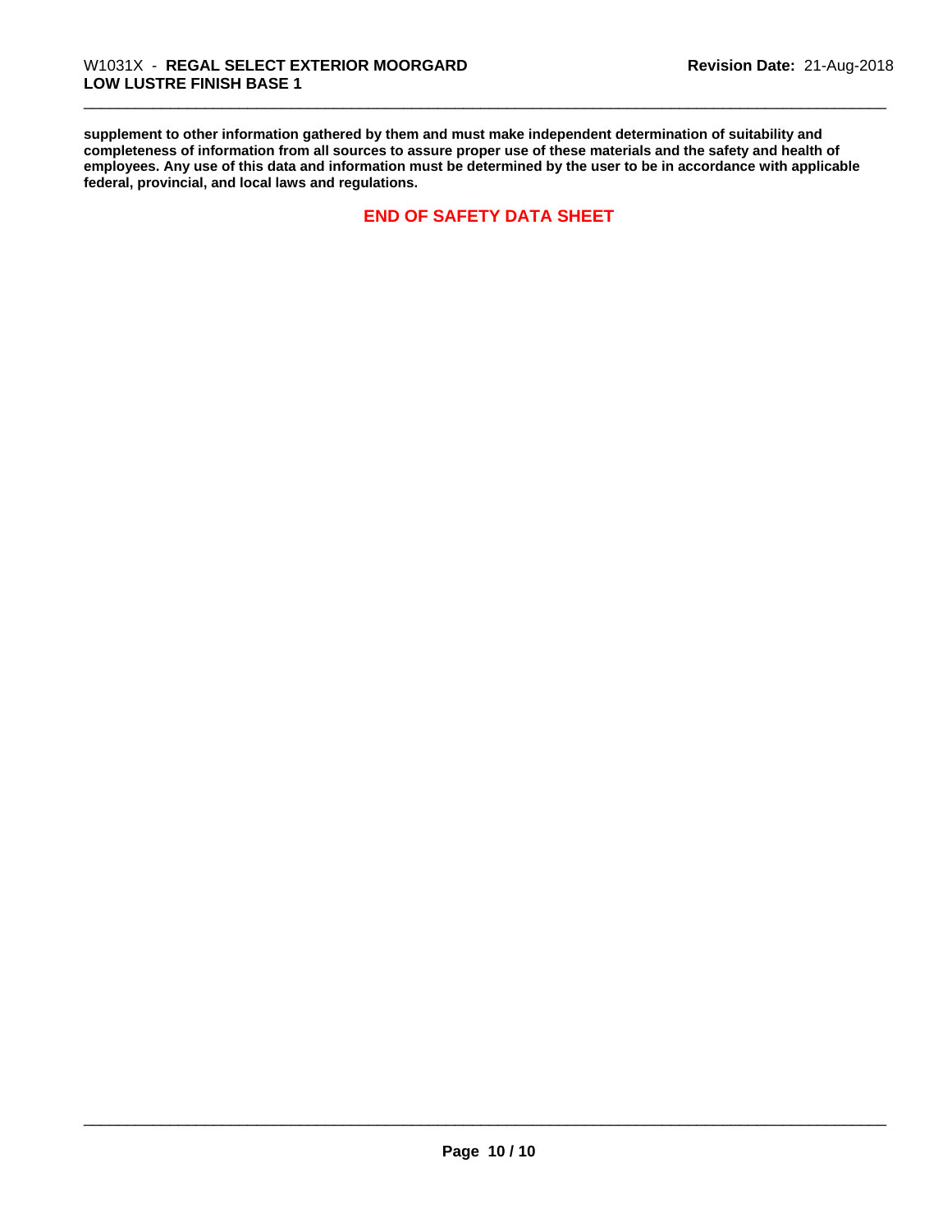**supplement to other information gathered by them and must make independent determination of suitability and completeness of information from all sources to assure proper use of these materials and the safety and health of employees. Any use of this data and information must be determined by the user to be in accordance with applicable federal, provincial, and local laws and regulations.**

**END OF SAFETY DATA SHEET**